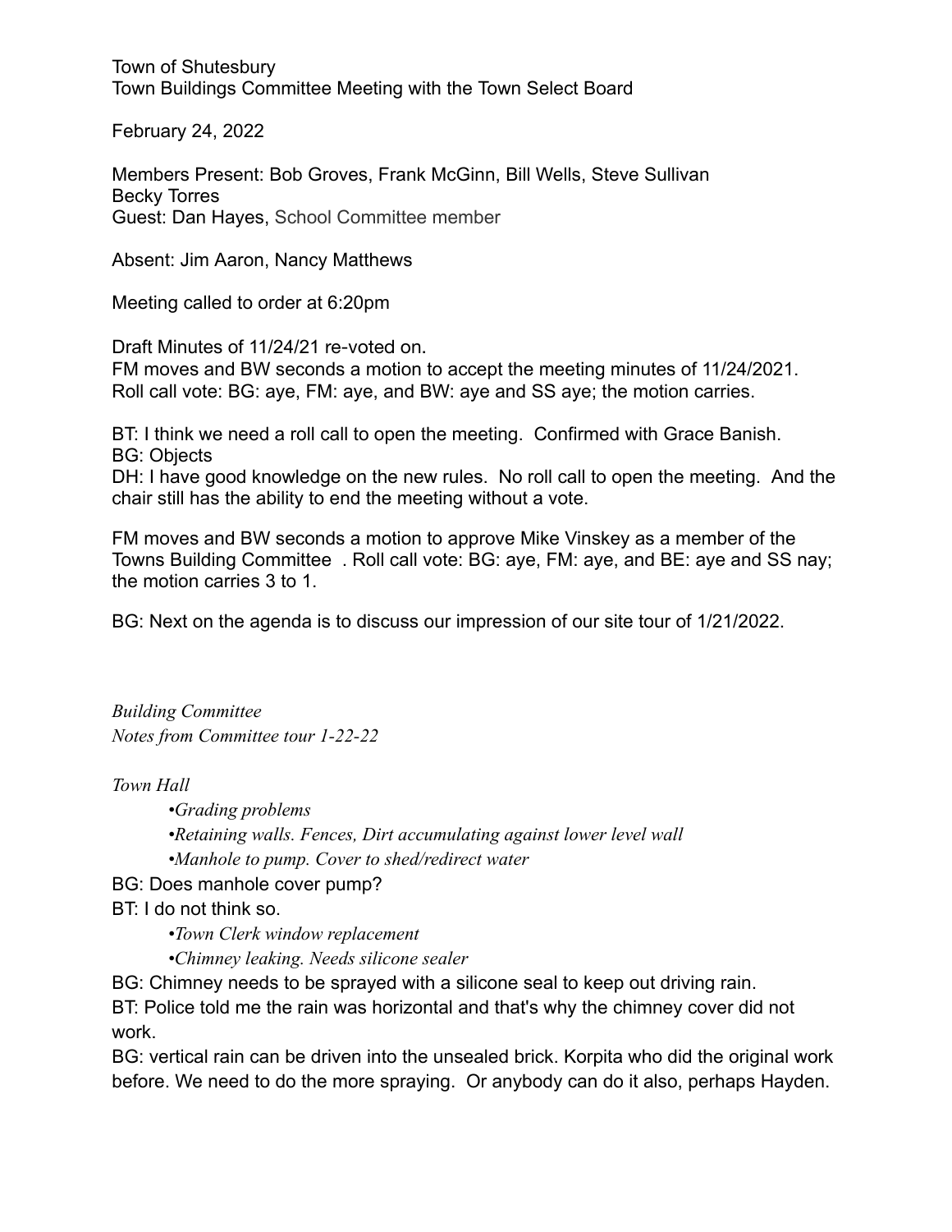Town of Shutesbury
Town Buildings Committee Meeting with the Town Select Board

February 24, 2022

Members Present: Bob Groves, Frank McGinn, Bill Wells, Steve Sullivan
Becky Torres
Guest: Dan Hayes, School Committee member

Absent: Jim Aaron, Nancy Matthews

Meeting called to order at 6:20pm

Draft Minutes of 11/24/21 re-voted on.
FM moves and BW seconds a motion to accept the meeting minutes of 11/24/2021.
Roll call vote: BG: aye, FM: aye, and BW: aye and SS aye; the motion carries.

BT: I think we need a roll call to open the meeting. Confirmed with Grace Banish.
BG: Objects
DH: I have good knowledge on the new rules. No roll call to open the meeting. And the chair still has the ability to end the meeting without a vote.

FM moves and BW seconds a motion to approve Mike Vinskey as a member of the Towns Building Committee . Roll call vote: BG: aye, FM: aye, and BE: aye and SS nay; the motion carries 3 to 1.

BG: Next on the agenda is to discuss our impression of our site tour of 1/21/2022.

*Building Committee*
*Notes from Committee tour 1-22-22*

*Town Hall*

- *Grading problems*
- *Retaining walls. Fences, Dirt accumulating against lower level wall*
- *Manhole to pump. Cover to shed/redirect water*

BG: Does manhole cover pump?
BT: I do not think so.

- *Town Clerk window replacement*
- *Chimney leaking. Needs silicone sealer*

BG: Chimney needs to be sprayed with a silicone seal to keep out driving rain.
BT: Police told me the rain was horizontal and that's why the chimney cover did not work.
BG: vertical rain can be driven into the unsealed brick. Korpita who did the original work before. We need to do the more spraying. Or anybody can do it also, perhaps Hayden.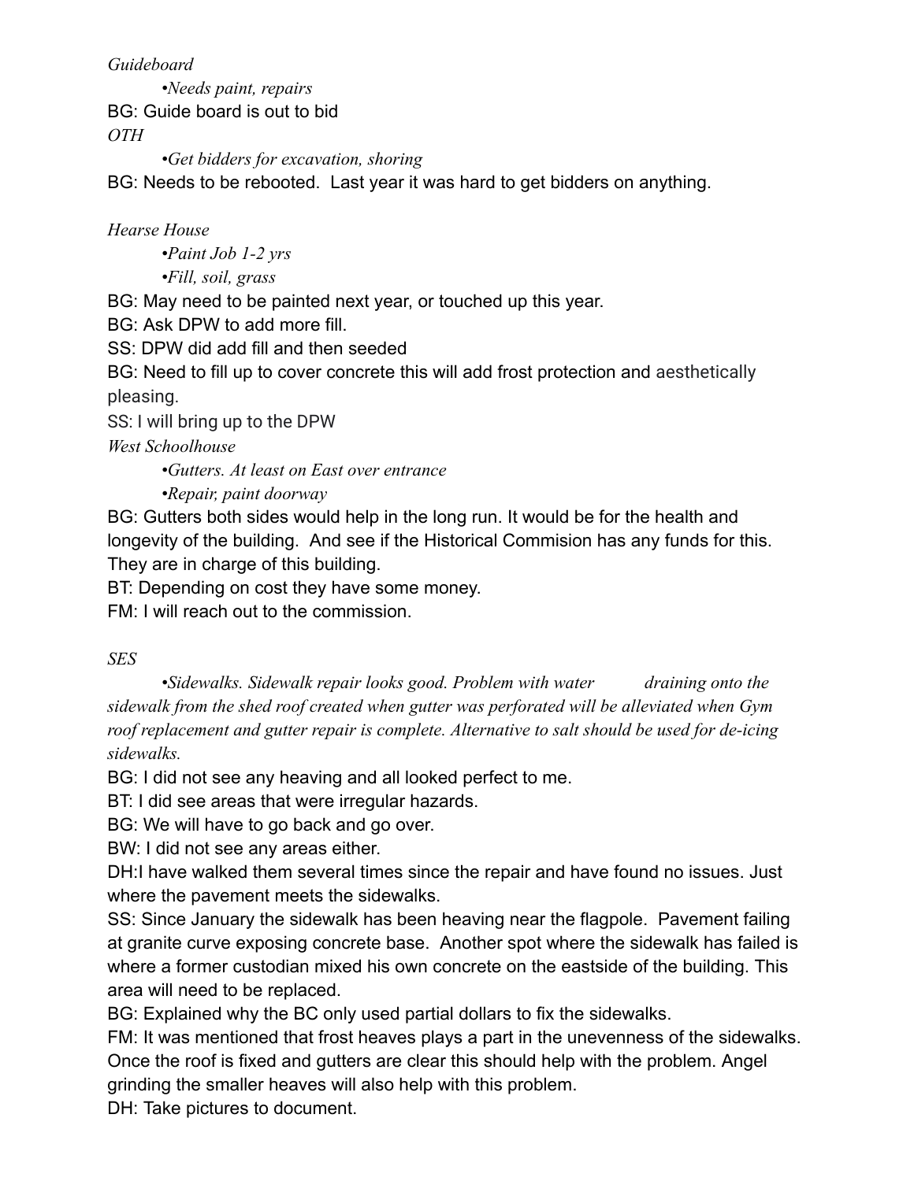*Guideboard*

- *Needs paint, repairs*

BG: Guide board is out to bid

*OTH*

- *Get bidders for excavation, shoring*

BG: Needs to be rebooted. Last year it was hard to get bidders on anything.

*Hearse House*

- *Paint Job 1-2 yrs*
- *Fill, soil, grass*

BG: May need to be painted next year, or touched up this year.

BG: Ask DPW to add more fill.

SS: DPW did add fill and then seeded

BG: Need to fill up to cover concrete this will add frost protection and aesthetically pleasing.

SS: I will bring up to the DPW

*West Schoolhouse*

- *Gutters. At least on East over entrance*
- *Repair, paint doorway*

BG: Gutters both sides would help in the long run. It would be for the health and longevity of the building. And see if the Historical Commision has any funds for this. They are in charge of this building.

BT: Depending on cost they have some money.

FM: I will reach out to the commission.

*SES*

- *Sidewalks. Sidewalk repair looks good. Problem with water draining onto the sidewalk from the shed roof created when gutter was perforated will be alleviated when Gym roof replacement and gutter repair is complete. Alternative to salt should be used for de-icing sidewalks.*

BG: I did not see any heaving and all looked perfect to me.

BT: I did see areas that were irregular hazards.

BG: We will have to go back and go over.

BW: I did not see any areas either.

DH:I have walked them several times since the repair and have found no issues. Just where the pavement meets the sidewalks.

SS: Since January the sidewalk has been heaving near the flagpole. Pavement failing at granite curve exposing concrete base. Another spot where the sidewalk has failed is where a former custodian mixed his own concrete on the eastside of the building. This area will need to be replaced.

BG: Explained why the BC only used partial dollars to fix the sidewalks.

FM: It was mentioned that frost heaves plays a part in the unevenness of the sidewalks. Once the roof is fixed and gutters are clear this should help with the problem. Angel grinding the smaller heaves will also help with this problem.

DH: Take pictures to document.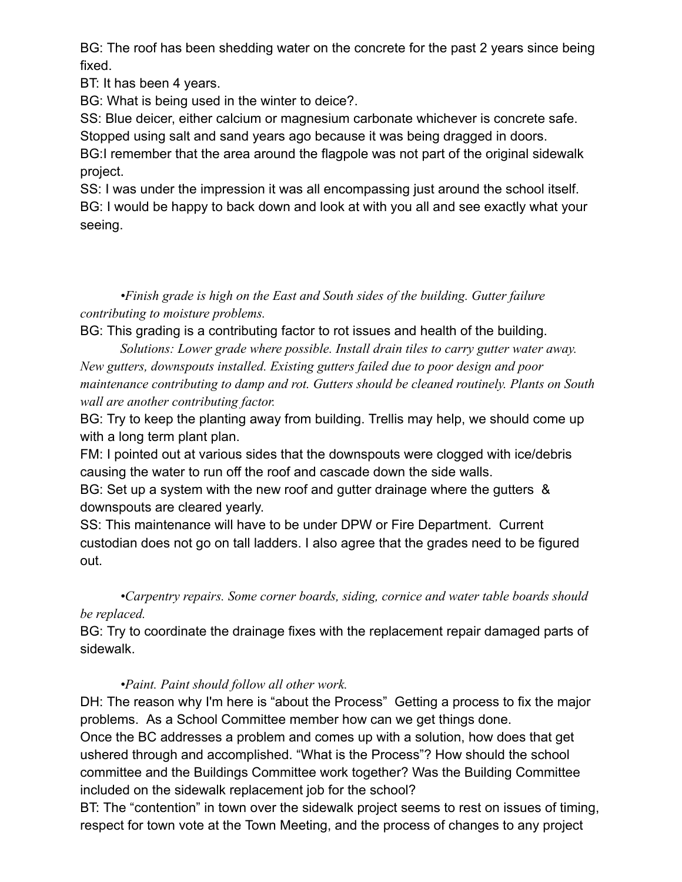BG: The roof has been shedding water on the concrete for the past 2 years since being fixed.
BT: It has been 4 years.
BG: What is being used in the winter to deice?.
SS: Blue deicer, either calcium or magnesium carbonate whichever is concrete safe. Stopped using salt and sand years ago because it was being dragged in doors.
BG:I remember that the area around the flagpole was not part of the original sidewalk project.
SS: I was under the impression it was all encompassing just around the school itself.
BG: I would be happy to back down and look at with you all and see exactly what your seeing.

*•Finish grade is high on the East and South sides of the building. Gutter failure contributing to moisture problems.*

BG: This grading is a contributing factor to rot issues and health of the building.

*Solutions: Lower grade where possible. Install drain tiles to carry gutter water away. New gutters, downspouts installed. Existing gutters failed due to poor design and poor maintenance contributing to damp and rot. Gutters should be cleaned routinely. Plants on South wall are another contributing factor.*

BG: Try to keep the planting away from building. Trellis may help, we should come up with a long term plant plan.
FM: I pointed out at various sides that the downspouts were clogged with ice/debris causing the water to run off the roof and cascade down the side walls.
BG: Set up a system with the new roof and gutter drainage where the gutters & downspouts are cleared yearly.
SS: This maintenance will have to be under DPW or Fire Department. Current custodian does not go on tall ladders. I also agree that the grades need to be figured out.

*•Carpentry repairs. Some corner boards, siding, cornice and water table boards should be replaced.*

BG: Try to coordinate the drainage fixes with the replacement repair damaged parts of sidewalk.

*•Paint. Paint should follow all other work.*

DH: The reason why I'm here is "about the Process" Getting a process to fix the major problems. As a School Committee member how can we get things done.
Once the BC addresses a problem and comes up with a solution, how does that get ushered through and accomplished. "What is the Process"? How should the school committee and the Buildings Committee work together? Was the Building Committee included on the sidewalk replacement job for the school?
BT: The "contention" in town over the sidewalk project seems to rest on issues of timing, respect for town vote at the Town Meeting, and the process of changes to any project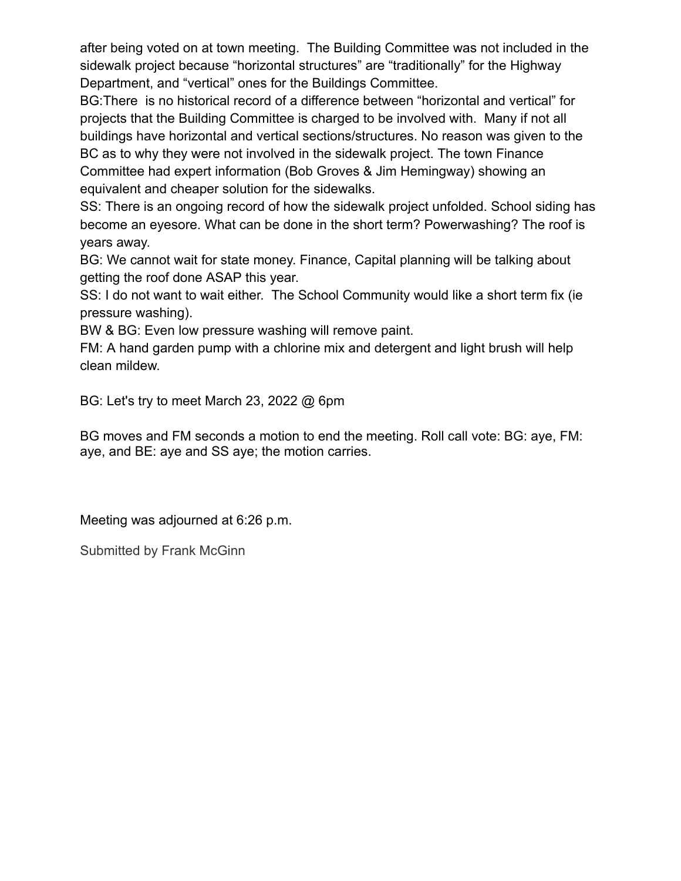after being voted on at town meeting. The Building Committee was not included in the sidewalk project because "horizontal structures" are "traditionally" for the Highway Department, and "vertical" ones for the Buildings Committee.

BG:There is no historical record of a difference between "horizontal and vertical" for projects that the Building Committee is charged to be involved with. Many if not all buildings have horizontal and vertical sections/structures. No reason was given to the BC as to why they were not involved in the sidewalk project. The town Finance Committee had expert information (Bob Groves & Jim Hemingway) showing an equivalent and cheaper solution for the sidewalks.

SS: There is an ongoing record of how the sidewalk project unfolded. School siding has become an eyesore. What can be done in the short term? Powerwashing? The roof is years away.

BG: We cannot wait for state money. Finance, Capital planning will be talking about getting the roof done ASAP this year.

SS: I do not want to wait either. The School Community would like a short term fix (ie pressure washing).

BW & BG: Even low pressure washing will remove paint.

FM: A hand garden pump with a chlorine mix and detergent and light brush will help clean mildew.

BG: Let's try to meet March 23, 2022 @ 6pm

BG moves and FM seconds a motion to end the meeting. Roll call vote: BG: aye, FM: aye, and BE: aye and SS aye; the motion carries.

Meeting was adjourned at 6:26 p.m.

Submitted by Frank McGinn